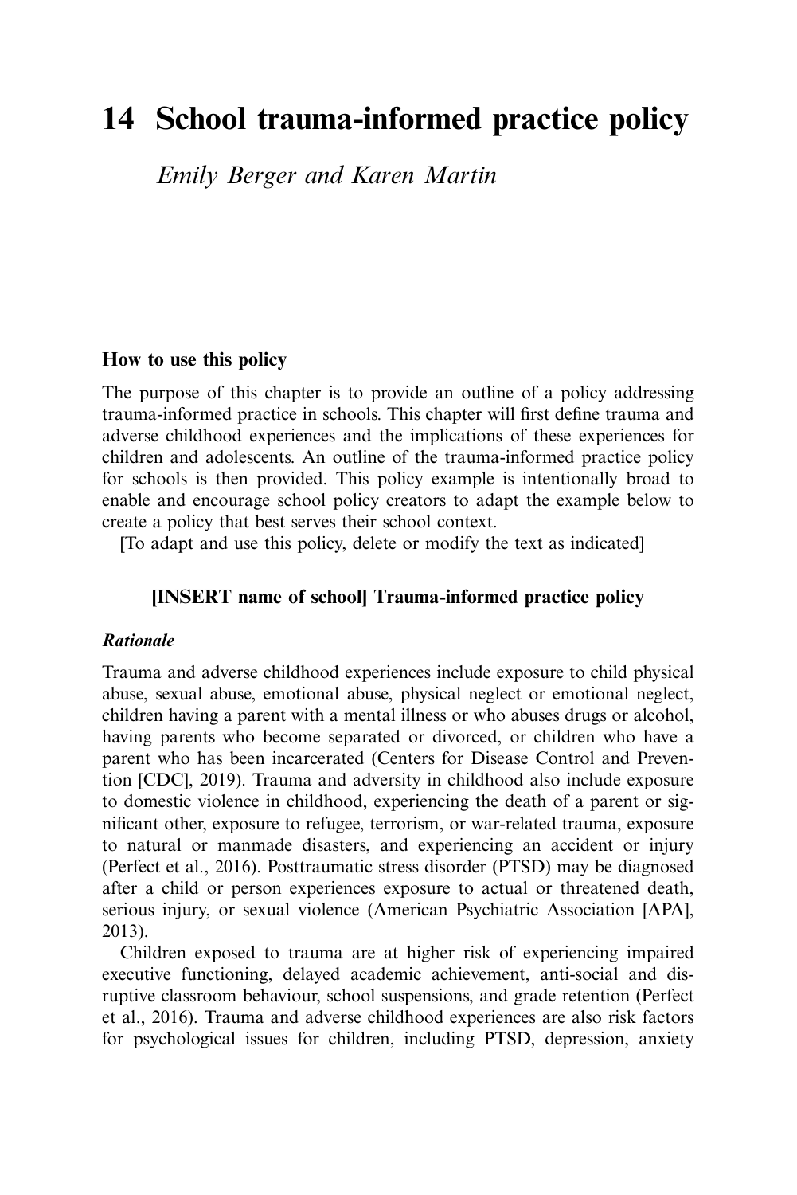# 14 School trauma-informed practice policy

*Emily Berger and Karen Martin*

### How to use this policy

The purpose of this chapter is to provide an outline of a policy addressing trauma-informed practice in schools. This chapter will first define trauma and adverse childhood experiences and the implications of these experiences for children and adolescents. An outline of the trauma-informed practice policy for schools is then provided. This policy example is intentionally broad to enable and encourage school policy creators to adapt the example below to create a policy that best serves their school context.

[To adapt and use this policy, delete or modify the text as indicated]

## [INSERT name of school] Trauma-informed practice policy

#### *Rationale*

Trauma and adverse childhood experiences include exposure to child physical abuse, sexual abuse, emotional abuse, physical neglect or emotional neglect, children having a parent with a mental illness or who abuses drugs or alcohol, having parents who become separated or divorced, or children who have a parent who has been incarcerated (Centers for Disease Control and Prevention [CDC], 2019). Trauma and adversity in childhood also include exposure to domestic violence in childhood, experiencing the death of a parent or significant other, exposure to refugee, terrorism, or war-related trauma, exposure to natural or manmade disasters, and experiencing an accident or injury (Perfect et al., 2016). Posttraumatic stress disorder (PTSD) may be diagnosed after a child or person experiences exposure to actual or threatened death, serious injury, or sexual violence (American Psychiatric Association [APA], 2013).

Children exposed to trauma are at higher risk of experiencing impaired executive functioning, delayed academic achievement, anti-social and disruptive classroom behaviour, school suspensions, and grade retention (Perfect et al., 2016). Trauma and adverse childhood experiences are also risk factors for psychological issues for children, including PTSD, depression, anxiety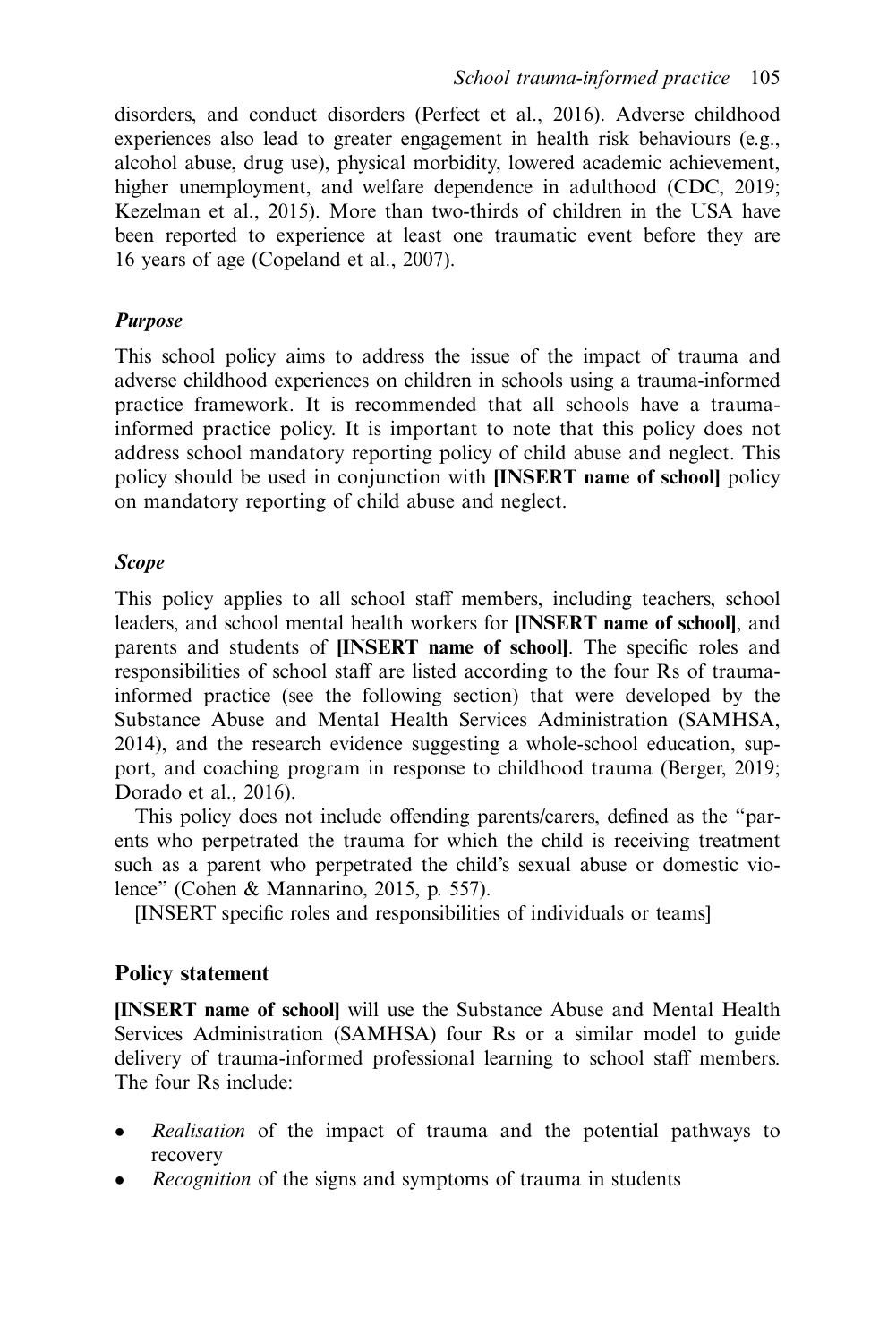disorders, and conduct disorders (Perfect et al., 2016). Adverse childhood experiences also lead to greater engagement in health risk behaviours (e.g., alcohol abuse, drug use), physical morbidity, lowered academic achievement, higher unemployment, and welfare dependence in adulthood (CDC, 2019; Kezelman et al., 2015). More than two-thirds of children in the USA have been reported to experience at least one traumatic event before they are 16 years of age (Copeland et al., 2007).

### *Purpose*

This school policy aims to address the issue of the impact of trauma and adverse childhood experiences on children in schools using a trauma-informed practice framework. It is recommended that all schools have a trauma-informed practice policy. It is important to note that this policy does not address school mandatory reporting policy of child abuse and neglect. This policy should be used in conjunction with **[INSERT name of school]** policy on mandatory reporting of child abuse and neglect.

### *Scope*

This policy applies to all school staff members, including teachers, school leaders, and school mental health workers for **[INSERT name of school]**, and parents and students of **[INSERT name of school]**. The specific roles and responsibilities of school staff are listed according to the four Rs of trauma-informed practice (see the following section) that were developed by the Substance Abuse and Mental Health Services Administration (SAMHSA, 2014), and the research evidence suggesting a whole-school education, support, and coaching program in response to childhood trauma (Berger, 2019; Dorado et al., 2016).

This policy does not include offending parents/carers, defined as the "parents who perpetrated the trauma for which the child is receiving treatment such as a parent who perpetrated the child's sexual abuse or domestic violence" (Cohen & Mannarino, 2015, p. 557).

[INSERT specific roles and responsibilities of individuals or teams]

## Policy statement

**[INSERT name of school]** will use the Substance Abuse and Mental Health Services Administration (SAMHSA) four Rs or a similar model to guide delivery of trauma-informed professional learning to school staff members. The four Rs include:

- *Realisation* of the impact of trauma and the potential pathways to recovery
- *Recognition* of the signs and symptoms of trauma in students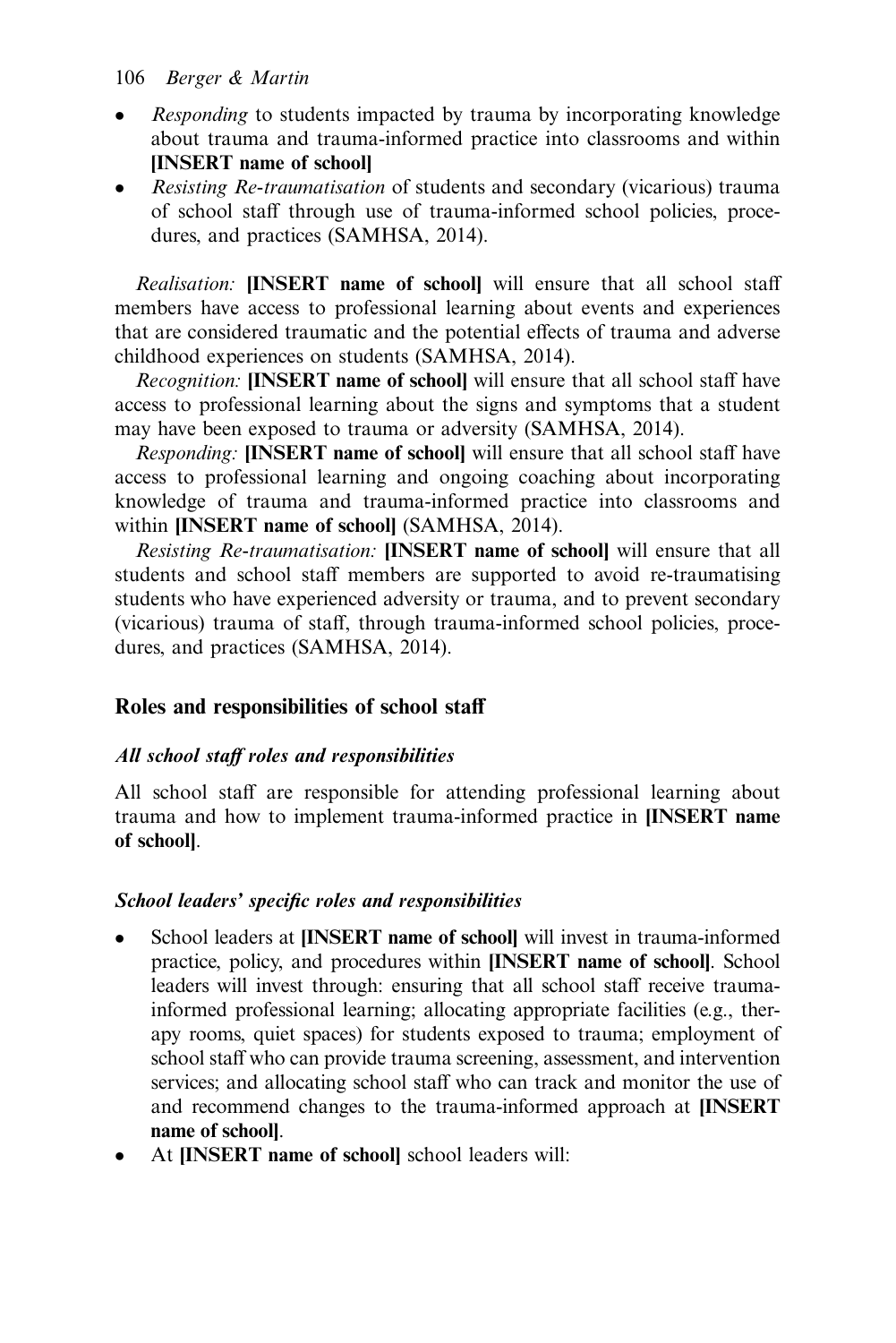- *Responding* to students impacted by trauma by incorporating knowledge about trauma and trauma-informed practice into classrooms and within **[INSERT name of school]**
- *Resisting Re-traumatisation* of students and secondary (vicarious) trauma of school staff through use of trauma-informed school policies, procedures, and practices (SAMHSA, 2014).

*Realisation:* **[INSERT name of school]** will ensure that all school staff members have access to professional learning about events and experiences that are considered traumatic and the potential effects of trauma and adverse childhood experiences on students (SAMHSA, 2014).

*Recognition:* **[INSERT name of school]** will ensure that all school staff have access to professional learning about the signs and symptoms that a student may have been exposed to trauma or adversity (SAMHSA, 2014).

*Responding:* **[INSERT name of school]** will ensure that all school staff have access to professional learning and ongoing coaching about incorporating knowledge of trauma and trauma-informed practice into classrooms and within **[INSERT name of school]** (SAMHSA, 2014).

*Resisting Re-traumatisation:* **[INSERT name of school]** will ensure that all students and school staff members are supported to avoid re-traumatising students who have experienced adversity or trauma, and to prevent secondary (vicarious) trauma of staff, through trauma-informed school policies, procedures, and practices (SAMHSA, 2014).

## Roles and responsibilities of school staff

### *All school staff roles and responsibilities*

All school staff are responsible for attending professional learning about trauma and how to implement trauma-informed practice in **[INSERT name of school]**.

### *School leaders' specific roles and responsibilities*

- School leaders at **[INSERT name of school]** will invest in trauma-informed practice, policy, and procedures within **[INSERT name of school]**. School leaders will invest through: ensuring that all school staff receive trauma-informed professional learning; allocating appropriate facilities (e.g., therapy rooms, quiet spaces) for students exposed to trauma; employment of school staff who can provide trauma screening, assessment, and intervention services; and allocating school staff who can track and monitor the use of and recommend changes to the trauma-informed approach at **[INSERT name of school]**.
- At **[INSERT name of school]** school leaders will: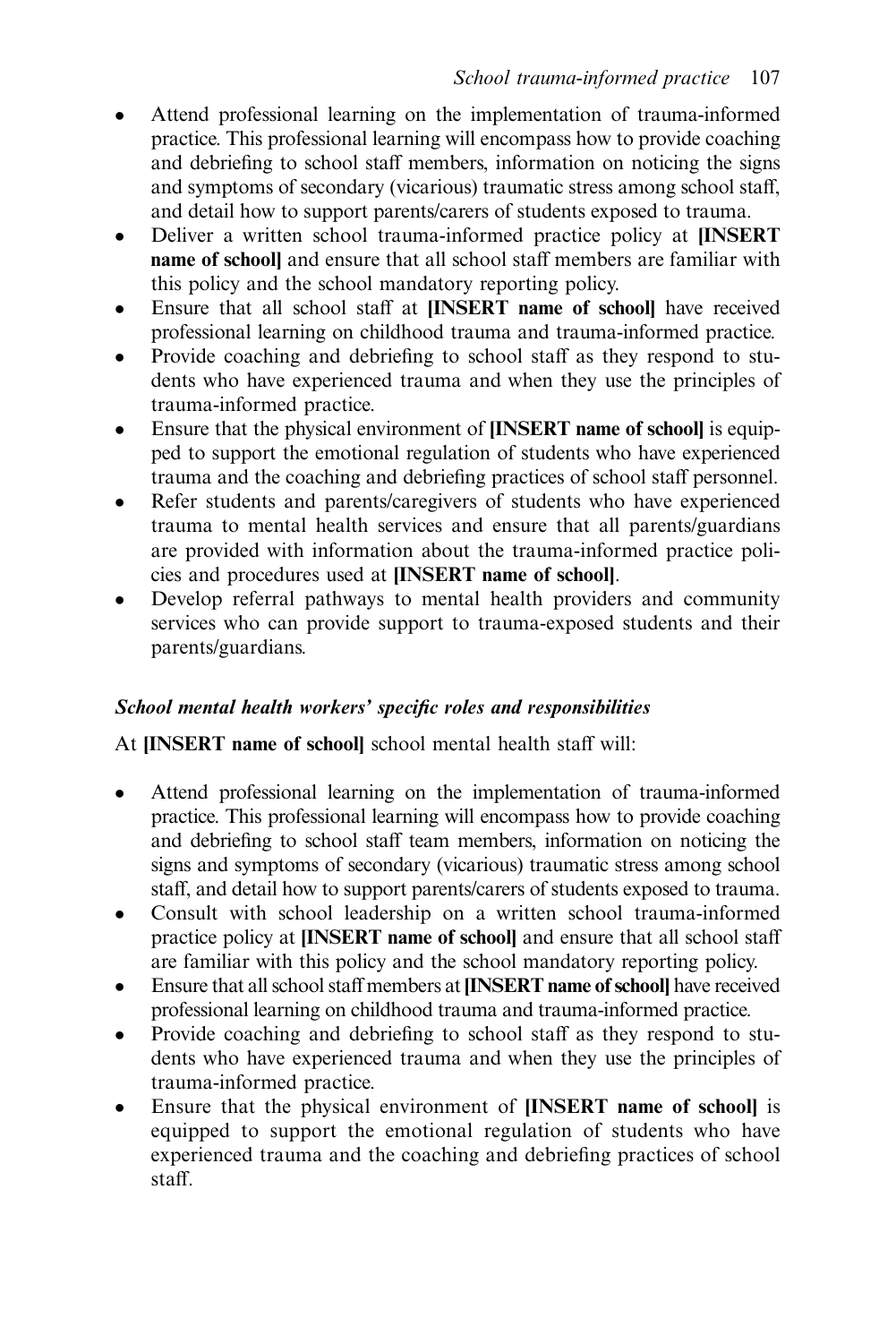- Attend professional learning on the implementation of trauma-informed practice. This professional learning will encompass how to provide coaching and debriefing to school staff members, information on noticing the signs and symptoms of secondary (vicarious) traumatic stress among school staff, and detail how to support parents/carers of students exposed to trauma.
- Deliver a written school trauma-informed practice policy at **[INSERT name of school]** and ensure that all school staff members are familiar with this policy and the school mandatory reporting policy.
- Ensure that all school staff at **[INSERT name of school]** have received professional learning on childhood trauma and trauma-informed practice.
- Provide coaching and debriefing to school staff as they respond to students who have experienced trauma and when they use the principles of trauma-informed practice.
- Ensure that the physical environment of **[INSERT name of school]** is equipped to support the emotional regulation of students who have experienced trauma and the coaching and debriefing practices of school staff personnel.
- Refer students and parents/caregivers of students who have experienced trauma to mental health services and ensure that all parents/guardians are provided with information about the trauma-informed practice policies and procedures used at **[INSERT name of school]**.
- Develop referral pathways to mental health providers and community services who can provide support to trauma-exposed students and their parents/guardians.

***School mental health workers' specific roles and responsibilities***

At **[INSERT name of school]** school mental health staff will:

- Attend professional learning on the implementation of trauma-informed practice. This professional learning will encompass how to provide coaching and debriefing to school staff team members, information on noticing the signs and symptoms of secondary (vicarious) traumatic stress among school staff, and detail how to support parents/carers of students exposed to trauma.
- Consult with school leadership on a written school trauma-informed practice policy at **[INSERT name of school]** and ensure that all school staff are familiar with this policy and the school mandatory reporting policy.
- Ensure that all school staff members at **[INSERT name of school]** have received professional learning on childhood trauma and trauma-informed practice.
- Provide coaching and debriefing to school staff as they respond to students who have experienced trauma and when they use the principles of trauma-informed practice.
- Ensure that the physical environment of **[INSERT name of school]** is equipped to support the emotional regulation of students who have experienced trauma and the coaching and debriefing practices of school staff.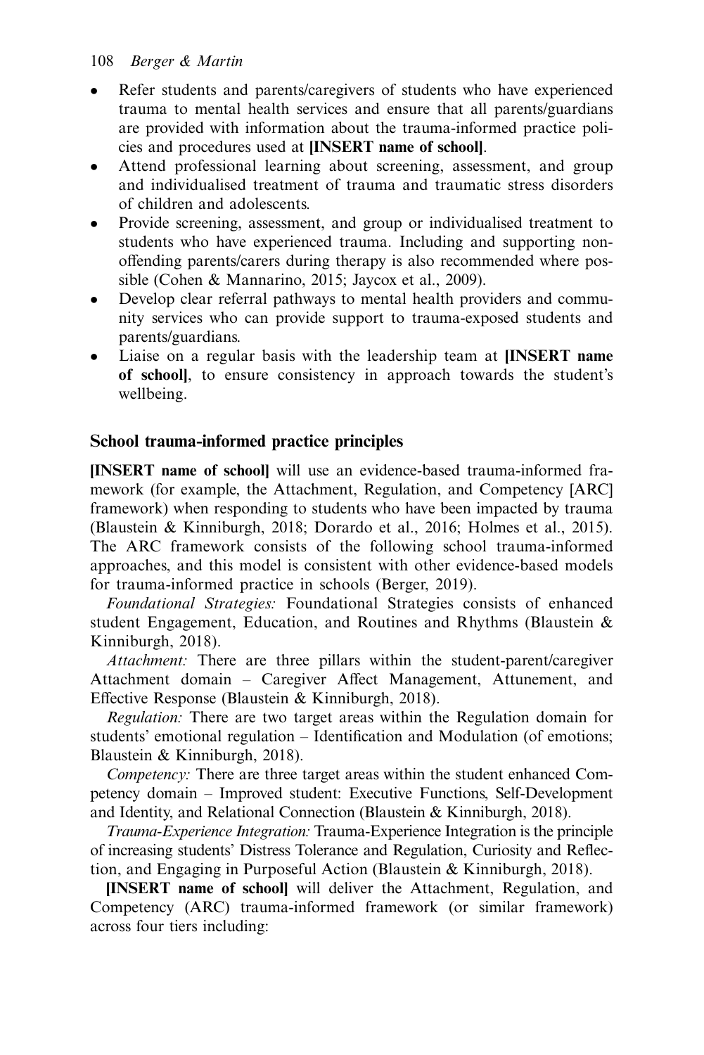- Refer students and parents/caregivers of students who have experienced trauma to mental health services and ensure that all parents/guardians are provided with information about the trauma-informed practice policies and procedures used at **[INSERT name of school]**.
- Attend professional learning about screening, assessment, and group and individualised treatment of trauma and traumatic stress disorders of children and adolescents.
- Provide screening, assessment, and group or individualised treatment to students who have experienced trauma. Including and supporting non-offending parents/carers during therapy is also recommended where possible (Cohen & Mannarino, 2015; Jaycox et al., 2009).
- Develop clear referral pathways to mental health providers and community services who can provide support to trauma-exposed students and parents/guardians.
- Liaise on a regular basis with the leadership team at **[INSERT name of school]**, to ensure consistency in approach towards the student's wellbeing.

## School trauma-informed practice principles

**[INSERT name of school]** will use an evidence-based trauma-informed framework (for example, the Attachment, Regulation, and Competency [ARC] framework) when responding to students who have been impacted by trauma (Blaustein & Kinniburgh, 2018; Dorardo et al., 2016; Holmes et al., 2015). The ARC framework consists of the following school trauma-informed approaches, and this model is consistent with other evidence-based models for trauma-informed practice in schools (Berger, 2019).

*Foundational Strategies:* Foundational Strategies consists of enhanced student Engagement, Education, and Routines and Rhythms (Blaustein & Kinniburgh, 2018).

*Attachment:* There are three pillars within the student-parent/caregiver Attachment domain – Caregiver Affect Management, Attunement, and Effective Response (Blaustein & Kinniburgh, 2018).

*Regulation:* There are two target areas within the Regulation domain for students' emotional regulation – Identification and Modulation (of emotions; Blaustein & Kinniburgh, 2018).

*Competency:* There are three target areas within the student enhanced Competency domain – Improved student: Executive Functions, Self-Development and Identity, and Relational Connection (Blaustein & Kinniburgh, 2018).

*Trauma-Experience Integration:* Trauma-Experience Integration is the principle of increasing students' Distress Tolerance and Regulation, Curiosity and Reflection, and Engaging in Purposeful Action (Blaustein & Kinniburgh, 2018).

**[INSERT name of school]** will deliver the Attachment, Regulation, and Competency (ARC) trauma-informed framework (or similar framework) across four tiers including: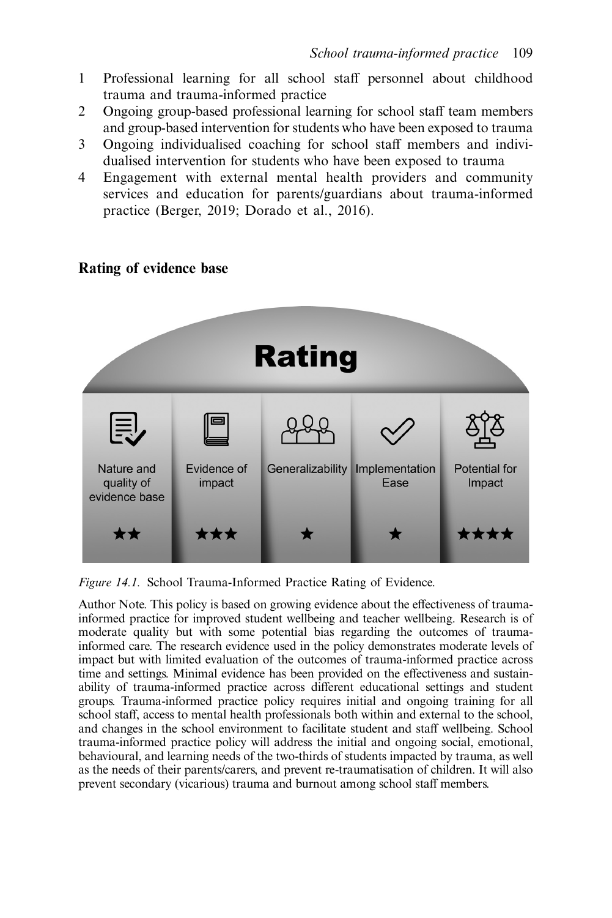1 Professional learning for all school staff personnel about childhood trauma and trauma-informed practice
2 Ongoing group-based professional learning for school staff team members and group-based intervention for students who have been exposed to trauma
3 Ongoing individualised coaching for school staff members and individualised intervention for students who have been exposed to trauma
4 Engagement with external mental health providers and community services and education for parents/guardians about trauma-informed practice (Berger, 2019; Dorado et al., 2016).

## Rating of evidence base

| Nature and quality of evidence base | Evidence of impact | Generalizability | Implementation Ease | Potential for Impact |
|---|---|---|---|---|
| ★★ | ★★★ | ★ | ★ | ★★★★ |

*Figure 14.1.* School Trauma-Informed Practice Rating of Evidence.

Author Note. This policy is based on growing evidence about the effectiveness of trauma-informed practice for improved student wellbeing and teacher wellbeing. Research is of moderate quality but with some potential bias regarding the outcomes of trauma-informed care. The research evidence used in the policy demonstrates moderate levels of impact but with limited evaluation of the outcomes of trauma-informed practice across time and settings. Minimal evidence has been provided on the effectiveness and sustainability of trauma-informed practice across different educational settings and student groups. Trauma-informed practice policy requires initial and ongoing training for all school staff, access to mental health professionals both within and external to the school, and changes in the school environment to facilitate student and staff wellbeing. School trauma-informed practice policy will address the initial and ongoing social, emotional, behavioural, and learning needs of the two-thirds of students impacted by trauma, as well as the needs of their parents/carers, and prevent re-traumatisation of children. It will also prevent secondary (vicarious) trauma and burnout among school staff members.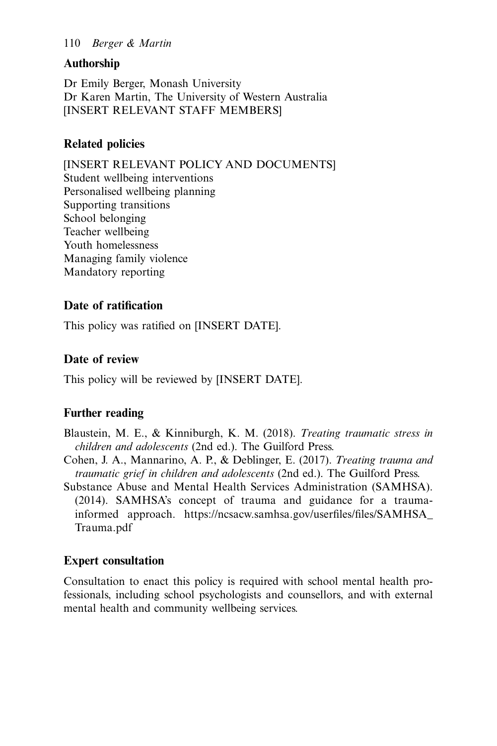## Authorship

Dr Emily Berger, Monash University
Dr Karen Martin, The University of Western Australia
[INSERT RELEVANT STAFF MEMBERS]

## Related policies

[INSERT RELEVANT POLICY AND DOCUMENTS]
Student wellbeing interventions
Personalised wellbeing planning
Supporting transitions
School belonging
Teacher wellbeing
Youth homelessness
Managing family violence
Mandatory reporting

## Date of ratification

This policy was ratified on [INSERT DATE].

## Date of review

This policy will be reviewed by [INSERT DATE].

## Further reading

Blaustein, M. E., & Kinniburgh, K. M. (2018). *Treating traumatic stress in children and adolescents* (2nd ed.). The Guilford Press.

Cohen, J. A., Mannarino, A. P., & Deblinger, E. (2017). *Treating trauma and traumatic grief in children and adolescents* (2nd ed.). The Guilford Press.

Substance Abuse and Mental Health Services Administration (SAMHSA). (2014). SAMHSA's concept of trauma and guidance for a trauma-informed approach. https://ncsacw.samhsa.gov/userfiles/files/SAMHSA_Trauma.pdf

## Expert consultation

Consultation to enact this policy is required with school mental health professionals, including school psychologists and counsellors, and with external mental health and community wellbeing services.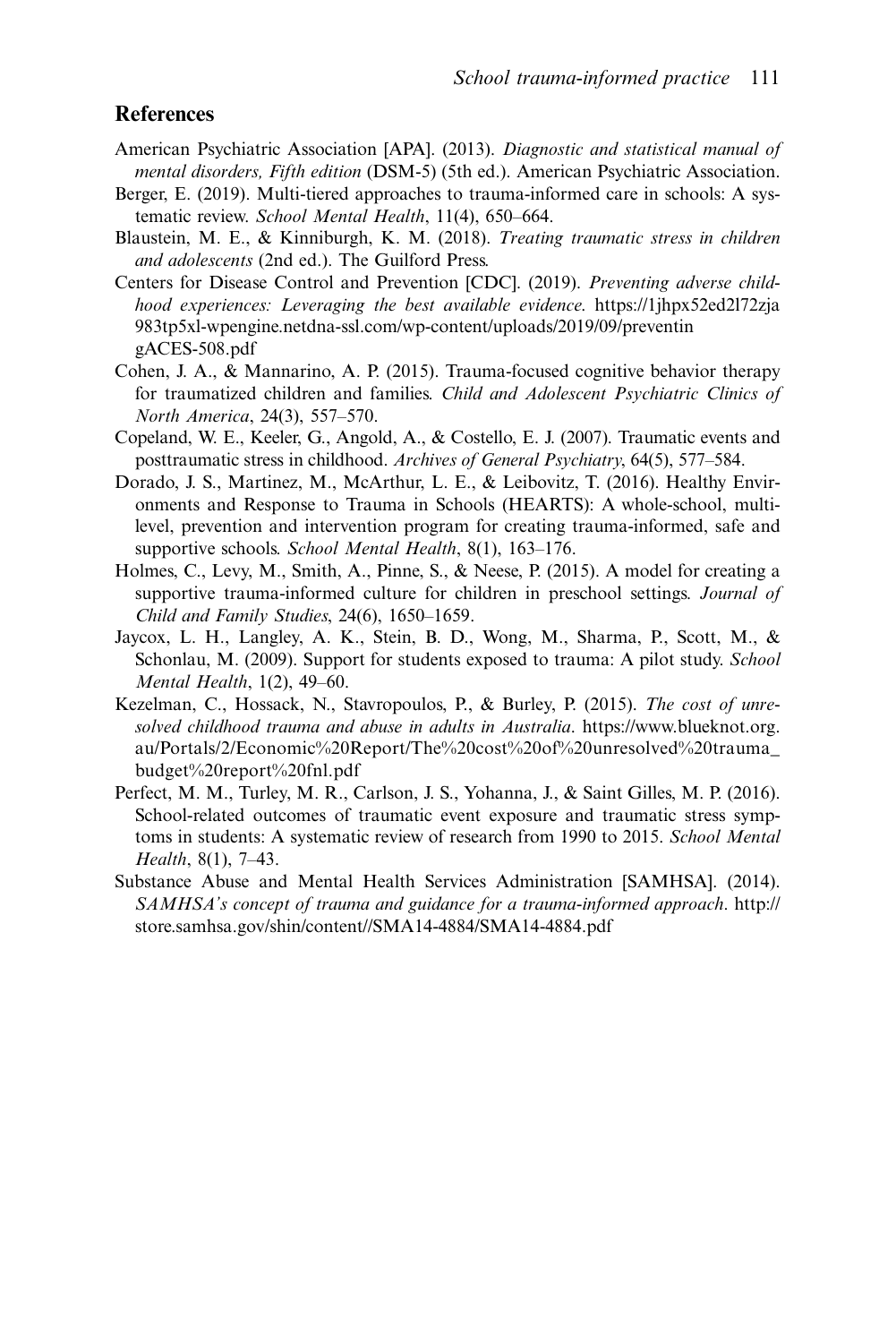## References

American Psychiatric Association [APA]. (2013). *Diagnostic and statistical manual of mental disorders, Fifth edition* (DSM-5) (5th ed.). American Psychiatric Association.

Berger, E. (2019). Multi-tiered approaches to trauma-informed care in schools: A systematic review. *School Mental Health*, 11(4), 650–664.

Blaustein, M. E., & Kinniburgh, K. M. (2018). *Treating traumatic stress in children and adolescents* (2nd ed.). The Guilford Press.

Centers for Disease Control and Prevention [CDC]. (2019). *Preventing adverse childhood experiences: Leveraging the best available evidence*. https://1jhpx52ed2l72zja983tp5xl-wpengine.netdna-ssl.com/wp-content/uploads/2019/09/preventingACES-508.pdf

Cohen, J. A., & Mannarino, A. P. (2015). Trauma-focused cognitive behavior therapy for traumatized children and families. *Child and Adolescent Psychiatric Clinics of North America*, 24(3), 557–570.

Copeland, W. E., Keeler, G., Angold, A., & Costello, E. J. (2007). Traumatic events and posttraumatic stress in childhood. *Archives of General Psychiatry*, 64(5), 577–584.

Dorado, J. S., Martinez, M., McArthur, L. E., & Leibovitz, T. (2016). Healthy Environments and Response to Trauma in Schools (HEARTS): A whole-school, multi-level, prevention and intervention program for creating trauma-informed, safe and supportive schools. *School Mental Health*, 8(1), 163–176.

Holmes, C., Levy, M., Smith, A., Pinne, S., & Neese, P. (2015). A model for creating a supportive trauma-informed culture for children in preschool settings. *Journal of Child and Family Studies*, 24(6), 1650–1659.

Jaycox, L. H., Langley, A. K., Stein, B. D., Wong, M., Sharma, P., Scott, M., & Schonlau, M. (2009). Support for students exposed to trauma: A pilot study. *School Mental Health*, 1(2), 49–60.

Kezelman, C., Hossack, N., Stavropoulos, P., & Burley, P. (2015). *The cost of unresolved childhood trauma and abuse in adults in Australia*. https://www.blueknot.org.au/Portals/2/Economic%20Report/The%20cost%20of%20unresolved%20trauma_budget%20report%20fnl.pdf

Perfect, M. M., Turley, M. R., Carlson, J. S., Yohanna, J., & Saint Gilles, M. P. (2016). School-related outcomes of traumatic event exposure and traumatic stress symptoms in students: A systematic review of research from 1990 to 2015. *School Mental Health*, 8(1), 7–43.

Substance Abuse and Mental Health Services Administration [SAMHSA]. (2014). *SAMHSA's concept of trauma and guidance for a trauma-informed approach*. http://store.samhsa.gov/shin/content//SMA14-4884/SMA14-4884.pdf